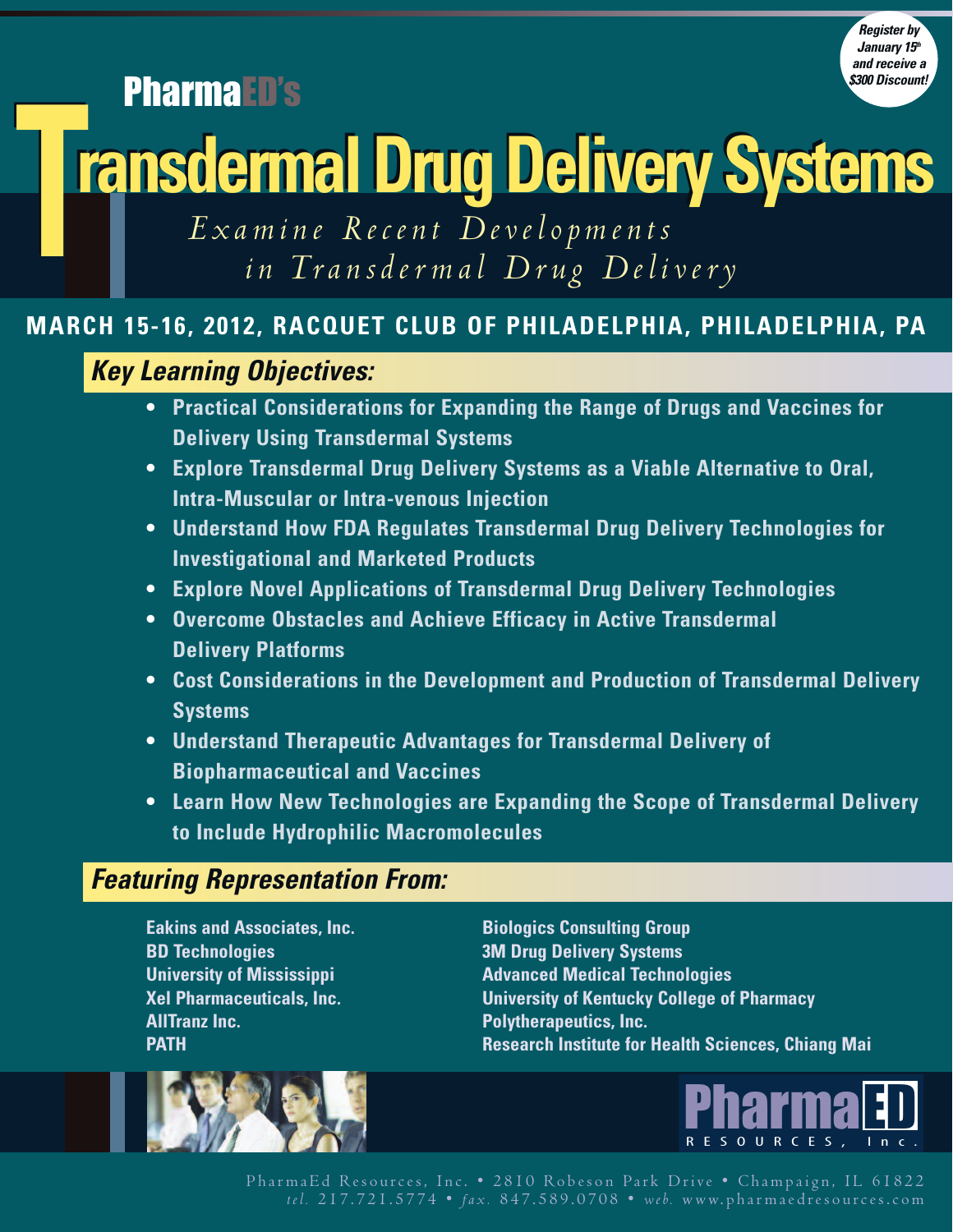*Register by January 15th and receive a $300 Discount!*

PharmaED's

# Transdermal Drug Delivery Systems

*Examine Recent Developments in Transdermal Drug Delivery*

**MARCH 15-16, 2012, RACQUET CLUB OF PHILADELPHIA, PHILADELPHIA, PA**

## *Key Learning Objectives:*

- **Practical Considerations for Expanding the Range of Drugs and Vaccines for Delivery Using Transdermal Systems**
- **Explore Transdermal Drug Delivery Systems as a Viable Alternative to Oral, Intra-Muscular or Intra-venous Injection**
- **Understand How FDA Regulates Transdermal Drug Delivery Technologies for Investigational and Marketed Products**
- **Explore Novel Applications of Transdermal Drug Delivery Technologies**
- **Overcome Obstacles and Achieve Efficacy in Active Transdermal Delivery Platforms**
- **Cost Considerations in the Development and Production of Transdermal Delivery Systems**
- **Understand Therapeutic Advantages for Transdermal Delivery of Biopharmaceutical and Vaccines**
- **Learn How New Technologies are Expanding the Scope of Transdermal Delivery to Include Hydrophilic Macromolecules**

## *Featuring Representation From:*

**Eakins and Associates, Inc.**
**BD Technologies**
**University of Mississippi**
**Xel Pharmaceuticals, Inc.**
**AllTranz Inc.**
**PATH**
**Biologics Consulting Group**
**3M Drug Delivery Systems**
**Advanced Medical Technologies**
**University of Kentucky College of Pharmacy**
**Polytherapeutics, Inc.**
**Research Institute for Health Sciences, Chiang Mai**

PharmaED RESOURCES, Inc.

PharmaEd Resources, Inc. • 2810 Robeson Park Drive • Champaign, IL 61822
*tel.* 217.721.5774 • *fax.* 847.589.0708 • *web.* www.pharmaedresources.com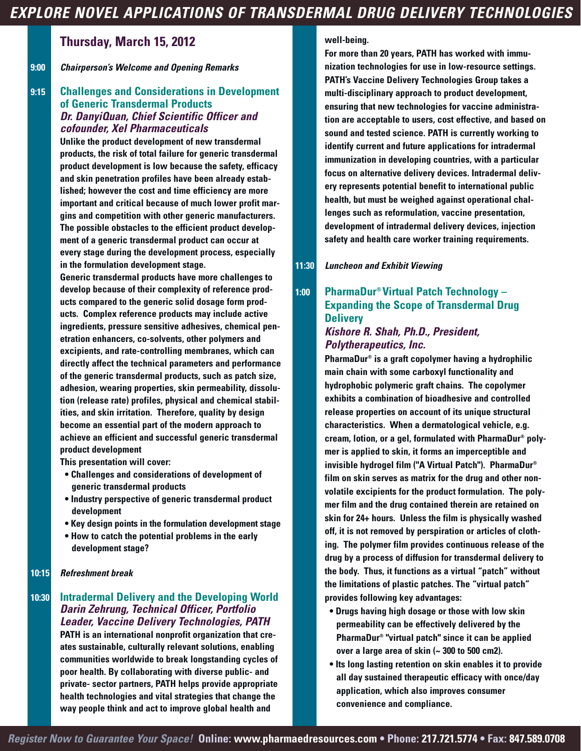## Thursday, March 15, 2012

**9:00** *Chairperson's Welcome and Opening Remarks*

**9:15**

### Challenges and Considerations in Development of Generic Transdermal Products

***Dr. DanyiQuan, Chief Scientific Officer and cofounder, Xel Pharmaceuticals***

Unlike the product development of new transdermal products, the risk of total failure for generic transdermal product development is low because the safety, efficacy and skin penetration profiles have been already established; however the cost and time efficiency are more important and critical because of much lower profit margins and competition with other generic manufacturers. The possible obstacles to the efficient product development of a generic transdermal product can occur at every stage during the development process, especially in the formulation development stage.

Generic transdermal products have more challenges to develop because of their complexity of reference products compared to the generic solid dosage form products. Complex reference products may include active ingredients, pressure sensitive adhesives, chemical penetration enhancers, co-solvents, other polymers and excipients, and rate-controlling membranes, which can directly affect the technical parameters and performance of the generic transdermal products, such as patch size, adhesion, wearing properties, skin permeability, dissolution (release rate) profiles, physical and chemical stabilities, and skin irritation. Therefore, quality by design become an essential part of the modern approach to achieve an efficient and successful generic transdermal product development

This presentation will cover:

- Challenges and considerations of development of generic transdermal products
- Industry perspective of generic transdermal product development
- Key design points in the formulation development stage
- How to catch the potential problems in the early development stage?

**10:15** *Refreshment break*

**10:30**

### Intradermal Delivery and the Developing World

***Darin Zehrung, Technical Officer, Portfolio Leader, Vaccine Delivery Technologies, PATH***

PATH is an international nonprofit organization that creates sustainable, culturally relevant solutions, enabling communities worldwide to break longstanding cycles of poor health. By collaborating with diverse public- and private- sector partners, PATH helps provide appropriate health technologies and vital strategies that change the way people think and act to improve global health and well-being.

For more than 20 years, PATH has worked with immunization technologies for use in low-resource settings. PATH's Vaccine Delivery Technologies Group takes a multi-disciplinary approach to product development, ensuring that new technologies for vaccine administration are acceptable to users, cost effective, and based on sound and tested science. PATH is currently working to identify current and future applications for intradermal immunization in developing countries, with a particular focus on alternative delivery devices. Intradermal delivery represents potential benefit to international public health, but must be weighed against operational challenges such as reformulation, vaccine presentation, development of intradermal delivery devices, injection safety and health care worker training requirements.

**11:30** *Luncheon and Exhibit Viewing*

**1:00**

### PharmaDur® Virtual Patch Technology – Expanding the Scope of Transdermal Drug Delivery

***Kishore R. Shah, Ph.D., President, Polytherapeutics, Inc.***

PharmaDur® is a graft copolymer having a hydrophilic main chain with some carboxyl functionality and hydrophobic polymeric graft chains. The copolymer exhibits a combination of bioadhesive and controlled release properties on account of its unique structural characteristics. When a dermatological vehicle, e.g. cream, lotion, or a gel, formulated with PharmaDur® polymer is applied to skin, it forms an imperceptible and invisible hydrogel film ("A Virtual Patch"). PharmaDur® film on skin serves as matrix for the drug and other non-volatile excipients for the product formulation. The polymer film and the drug contained therein are retained on skin for 24+ hours. Unless the film is physically washed off, it is not removed by perspiration or articles of clothing. The polymer film provides continuous release of the drug by a process of diffusion for transdermal delivery to the body. Thus, it functions as a virtual "patch" without the limitations of plastic patches. The "virtual patch" provides following key advantages:

- Drugs having high dosage or those with low skin permeability can be effectively delivered by the PharmaDur® "virtual patch" since it can be applied over a large area of skin (~ 300 to 500 cm2).
- Its long lasting retention on skin enables it to provide all day sustained therapeutic efficacy with once/day application, which also improves consumer convenience and compliance.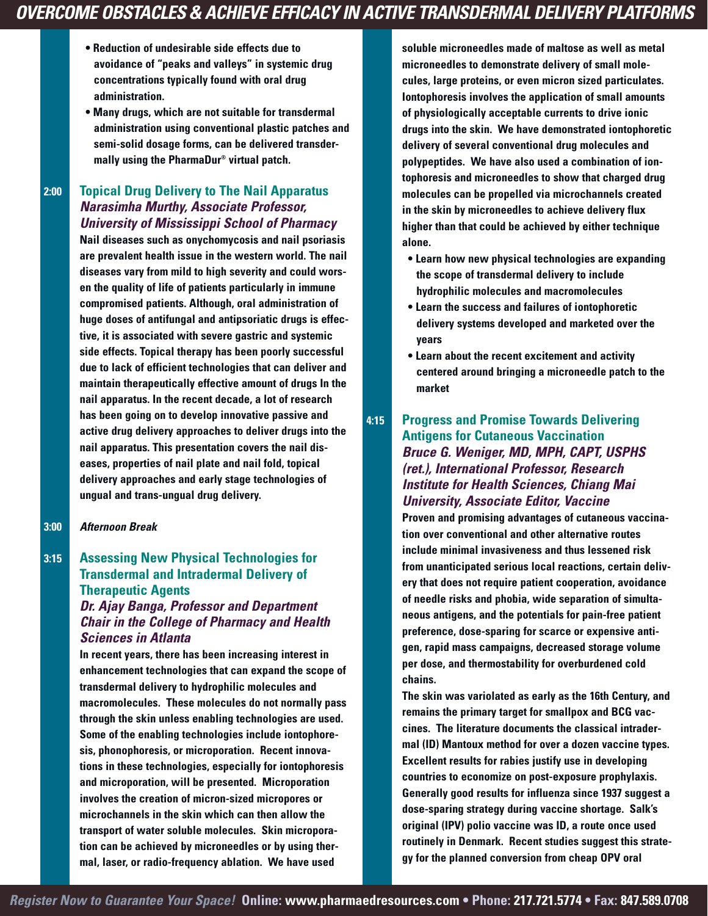- Reduction of undesirable side effects due to avoidance of "peaks and valleys" in systemic drug concentrations typically found with oral drug administration.
- Many drugs, which are not suitable for transdermal administration using conventional plastic patches and semi-solid dosage forms, can be delivered transdermally using the PharmaDur® virtual patch.

**2:00**

## Topical Drug Delivery to The Nail Apparatus

***Narasimha Murthy, Associate Professor, University of Mississippi School of Pharmacy***

**Nail diseases such as onychomycosis and nail psoriasis are prevalent health issue in the western world. The nail diseases vary from mild to high severity and could worsen the quality of life of patients particularly in immune compromised patients. Although, oral administration of huge doses of antifungal and antipsoriatic drugs is effective, it is associated with severe gastric and systemic side effects. Topical therapy has been poorly successful due to lack of efficient technologies that can deliver and maintain therapeutically effective amount of drugs In the nail apparatus. In the recent decade, a lot of research has been going on to develop innovative passive and active drug delivery approaches to deliver drugs into the nail apparatus. This presentation covers the nail diseases, properties of nail plate and nail fold, topical delivery approaches and early stage technologies of ungual and trans-ungual drug delivery.**

**3:00** ***Afternoon Break***

**3:15**

## Assessing New Physical Technologies for Transdermal and Intradermal Delivery of Therapeutic Agents

***Dr. Ajay Banga, Professor and Department Chair in the College of Pharmacy and Health Sciences in Atlanta***

**In recent years, there has been increasing interest in enhancement technologies that can expand the scope of transdermal delivery to hydrophilic molecules and macromolecules. These molecules do not normally pass through the skin unless enabling technologies are used. Some of the enabling technologies include iontophoresis, phonophoresis, or microporation. Recent innovations in these technologies, especially for iontophoresis and microporation, will be presented. Microporation involves the creation of micron-sized micropores or microchannels in the skin which can then allow the transport of water soluble molecules. Skin microporation can be achieved by microneedles or by using thermal, laser, or radio-frequency ablation. We have used soluble microneedles made of maltose as well as metal microneedles to demonstrate delivery of small molecules, large proteins, or even micron sized particulates. Iontophoresis involves the application of small amounts of physiologically acceptable currents to drive ionic drugs into the skin. We have demonstrated iontophoretic delivery of several conventional drug molecules and polypeptides. We have also used a combination of iontophoresis and microneedles to show that charged drug molecules can be propelled via microchannels created in the skin by microneedles to achieve delivery flux higher than that could be achieved by either technique alone.**

- Learn how new physical technologies are expanding the scope of transdermal delivery to include hydrophilic molecules and macromolecules
- Learn the success and failures of iontophoretic delivery systems developed and marketed over the years
- Learn about the recent excitement and activity centered around bringing a microneedle patch to the market

**4:15**

## Progress and Promise Towards Delivering Antigens for Cutaneous Vaccination

***Bruce G. Weniger, MD, MPH, CAPT, USPHS (ret.), International Professor, Research Institute for Health Sciences, Chiang Mai University, Associate Editor, Vaccine***

**Proven and promising advantages of cutaneous vaccination over conventional and other alternative routes include minimal invasiveness and thus lessened risk from unanticipated serious local reactions, certain delivery that does not require patient cooperation, avoidance of needle risks and phobia, wide separation of simultaneous antigens, and the potentials for pain-free patient preference, dose-sparing for scarce or expensive antigen, rapid mass campaigns, decreased storage volume per dose, and thermostability for overburdened cold chains.**

**The skin was variolated as early as the 16th Century, and remains the primary target for smallpox and BCG vaccines. The literature documents the classical intradermal (ID) Mantoux method for over a dozen vaccine types. Excellent results for rabies justify use in developing countries to economize on post-exposure prophylaxis. Generally good results for influenza since 1937 suggest a dose-sparing strategy during vaccine shortage. Salk's original (IPV) polio vaccine was ID, a route once used routinely in Denmark. Recent studies suggest this strategy for the planned conversion from cheap OPV oral**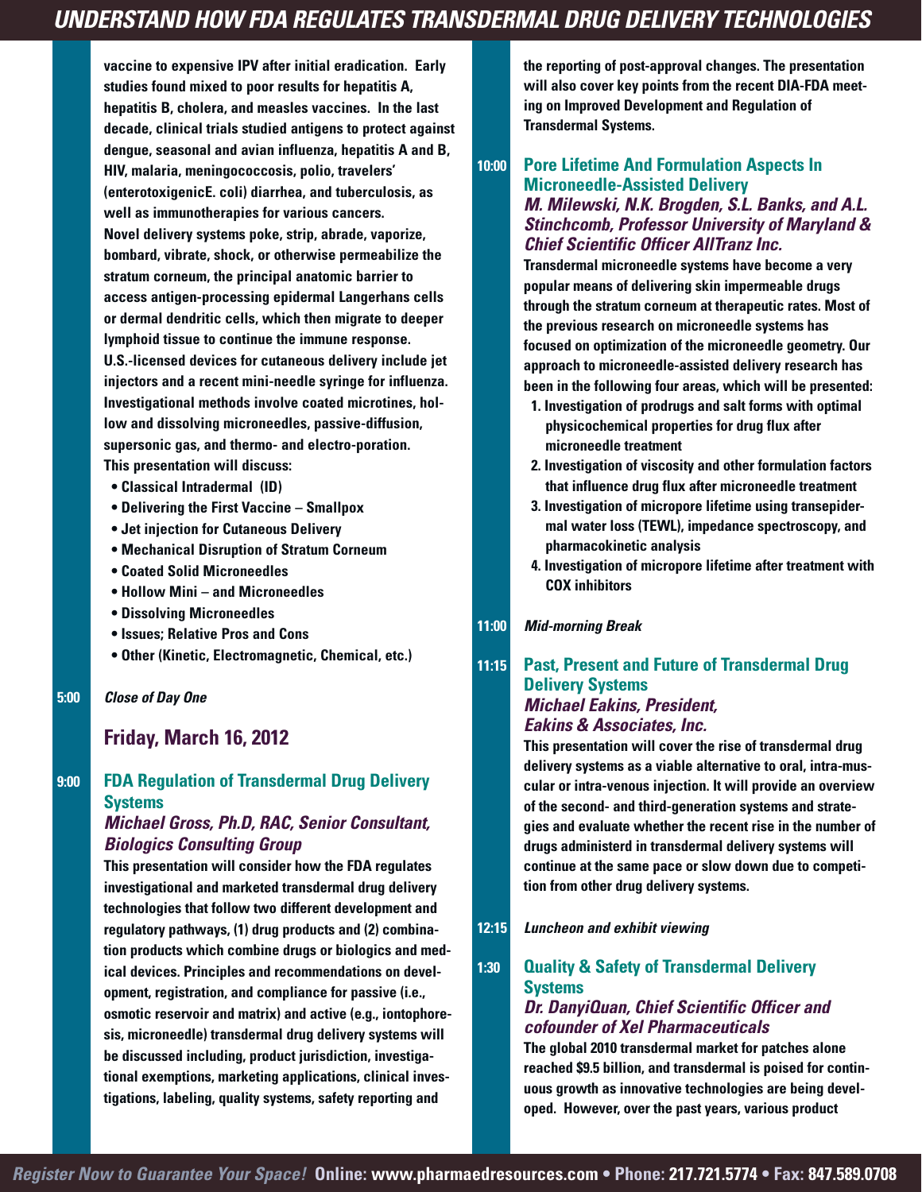vaccine to expensive IPV after initial eradication. Early studies found mixed to poor results for hepatitis A, hepatitis B, cholera, and measles vaccines. In the last decade, clinical trials studied antigens to protect against dengue, seasonal and avian influenza, hepatitis A and B, HIV, malaria, meningococcosis, polio, travelers' (enterotoxigenicE. coli) diarrhea, and tuberculosis, as well as immunotherapies for various cancers.

Novel delivery systems poke, strip, abrade, vaporize, bombard, vibrate, shock, or otherwise permeabilize the stratum corneum, the principal anatomic barrier to access antigen-processing epidermal Langerhans cells or dermal dendritic cells, which then migrate to deeper lymphoid tissue to continue the immune response.

U.S.-licensed devices for cutaneous delivery include jet injectors and a recent mini-needle syringe for influenza. Investigational methods involve coated microtines, hollow and dissolving microneedles, passive-diffusion, supersonic gas, and thermo- and electro-poration.

This presentation will discuss:

- Classical Intradermal (ID)
- Delivering the First Vaccine – Smallpox
- Jet injection for Cutaneous Delivery
- Mechanical Disruption of Stratum Corneum
- Coated Solid Microneedles
- Hollow Mini – and Microneedles
- Dissolving Microneedles
- Issues; Relative Pros and Cons
- Other (Kinetic, Electromagnetic, Chemical, etc.)

**5:00** *Close of Day One*

## Friday, March 16, 2012

**9:00** **FDA Regulation of Transdermal Drug Delivery Systems**

***Michael Gross, Ph.D, RAC, Senior Consultant, Biologics Consulting Group***

This presentation will consider how the FDA regulates investigational and marketed transdermal drug delivery technologies that follow two different development and regulatory pathways, (1) drug products and (2) combination products which combine drugs or biologics and medical devices. Principles and recommendations on development, registration, and compliance for passive (i.e., osmotic reservoir and matrix) and active (e.g., iontophoresis, microneedle) transdermal drug delivery systems will be discussed including, product jurisdiction, investigational exemptions, marketing applications, clinical investigations, labeling, quality systems, safety reporting and the reporting of post-approval changes. The presentation will also cover key points from the recent DIA-FDA meeting on Improved Development and Regulation of Transdermal Systems.

**10:00** **Pore Lifetime And Formulation Aspects In Microneedle-Assisted Delivery**

***M. Milewski, N.K. Brogden, S.L. Banks, and A.L. Stinchcomb, Professor University of Maryland & Chief Scientific Officer AllTranz Inc.***

Transdermal microneedle systems have become a very popular means of delivering skin impermeable drugs through the stratum corneum at therapeutic rates. Most of the previous research on microneedle systems has focused on optimization of the microneedle geometry. Our approach to microneedle-assisted delivery research has been in the following four areas, which will be presented:

1. Investigation of prodrugs and salt forms with optimal physicochemical properties for drug flux after microneedle treatment
2. Investigation of viscosity and other formulation factors that influence drug flux after microneedle treatment
3. Investigation of micropore lifetime using transepidermal water loss (TEWL), impedance spectroscopy, and pharmacokinetic analysis
4. Investigation of micropore lifetime after treatment with COX inhibitors

**11:00** *Mid-morning Break*

**11:15** **Past, Present and Future of Transdermal Drug Delivery Systems**

***Michael Eakins, President, Eakins & Associates, Inc.***

This presentation will cover the rise of transdermal drug delivery systems as a viable alternative to oral, intra-muscular or intra-venous injection. It will provide an overview of the second- and third-generation systems and strategies and evaluate whether the recent rise in the number of drugs administerd in transdermal delivery systems will continue at the same pace or slow down due to competition from other drug delivery systems.

**12:15** *Luncheon and exhibit viewing*

**1:30** **Quality & Safety of Transdermal Delivery Systems**

***Dr. DanyiQuan, Chief Scientific Officer and cofounder of Xel Pharmaceuticals***

The global 2010 transdermal market for patches alone reached $9.5 billion, and transdermal is poised for continuous growth as innovative technologies are being developed. However, over the past years, various product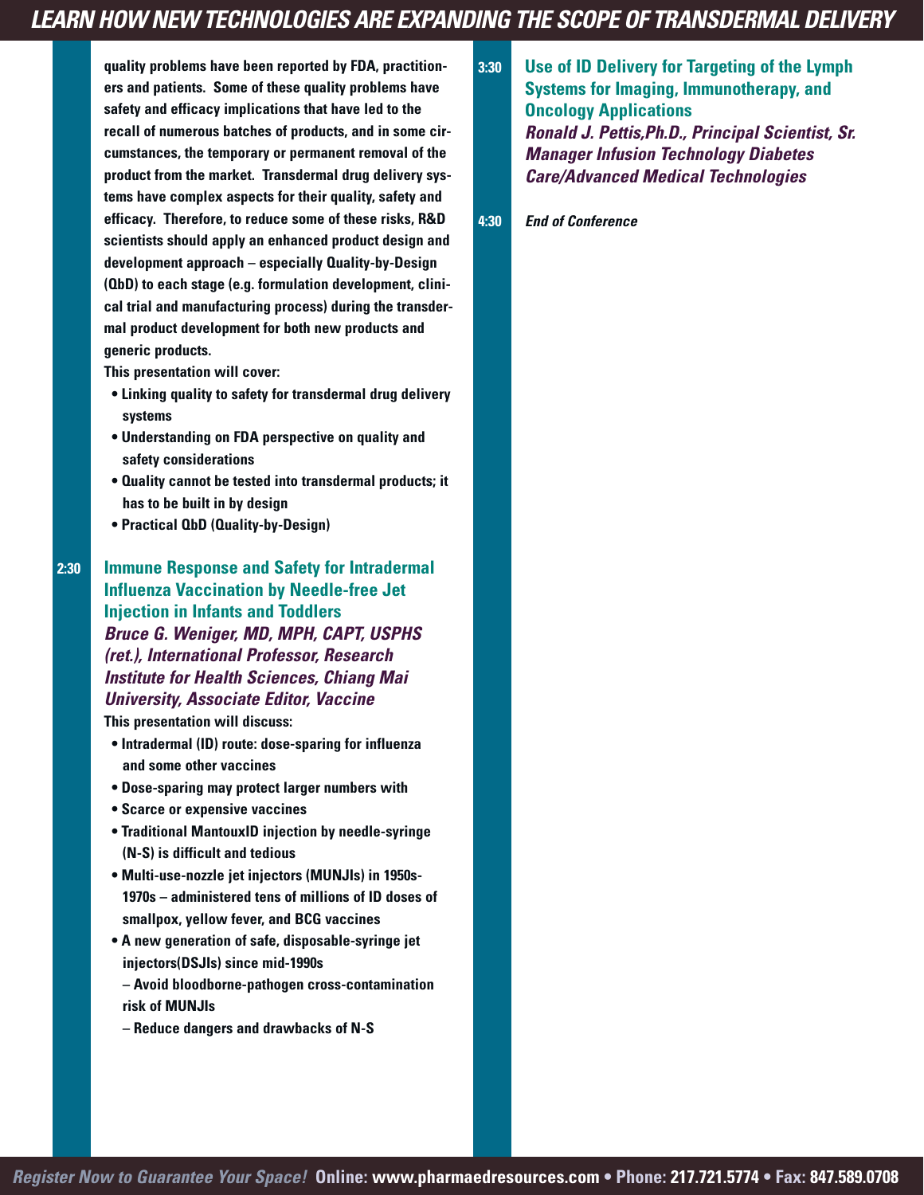quality problems have been reported by FDA, practitioners and patients. Some of these quality problems have safety and efficacy implications that have led to the recall of numerous batches of products, and in some circumstances, the temporary or permanent removal of the product from the market. Transdermal drug delivery systems have complex aspects for their quality, safety and efficacy. Therefore, to reduce some of these risks, R&D scientists should apply an enhanced product design and development approach – especially Quality-by-Design (QbD) to each stage (e.g. formulation development, clinical trial and manufacturing process) during the transdermal product development for both new products and generic products.

This presentation will cover:

- Linking quality to safety for transdermal drug delivery systems
- Understanding on FDA perspective on quality and safety considerations
- Quality cannot be tested into transdermal products; it has to be built in by design
- Practical QbD (Quality-by-Design)

**2:30** **Immune Response and Safety for Intradermal Influenza Vaccination by Needle-free Jet Injection in Infants and Toddlers**

***Bruce G. Weniger, MD, MPH, CAPT, USPHS (ret.), International Professor, Research Institute for Health Sciences, Chiang Mai University, Associate Editor, Vaccine***

This presentation will discuss:

- Intradermal (ID) route: dose-sparing for influenza and some other vaccines
- Dose-sparing may protect larger numbers with
- Scarce or expensive vaccines
- Traditional MantouxID injection by needle-syringe (N-S) is difficult and tedious
- Multi-use-nozzle jet injectors (MUNJIs) in 1950s-1970s – administered tens of millions of ID doses of smallpox, yellow fever, and BCG vaccines
- A new generation of safe, disposable-syringe jet injectors(DSJIs) since mid-1990s
  – Avoid bloodborne-pathogen cross-contamination risk of MUNJIs
  – Reduce dangers and drawbacks of N-S

**3:30** **Use of ID Delivery for Targeting of the Lymph Systems for Imaging, Immunotherapy, and Oncology Applications**

***Ronald J. Pettis,Ph.D., Principal Scientist, Sr. Manager Infusion Technology Diabetes Care/Advanced Medical Technologies***

**4:30** ***End of Conference***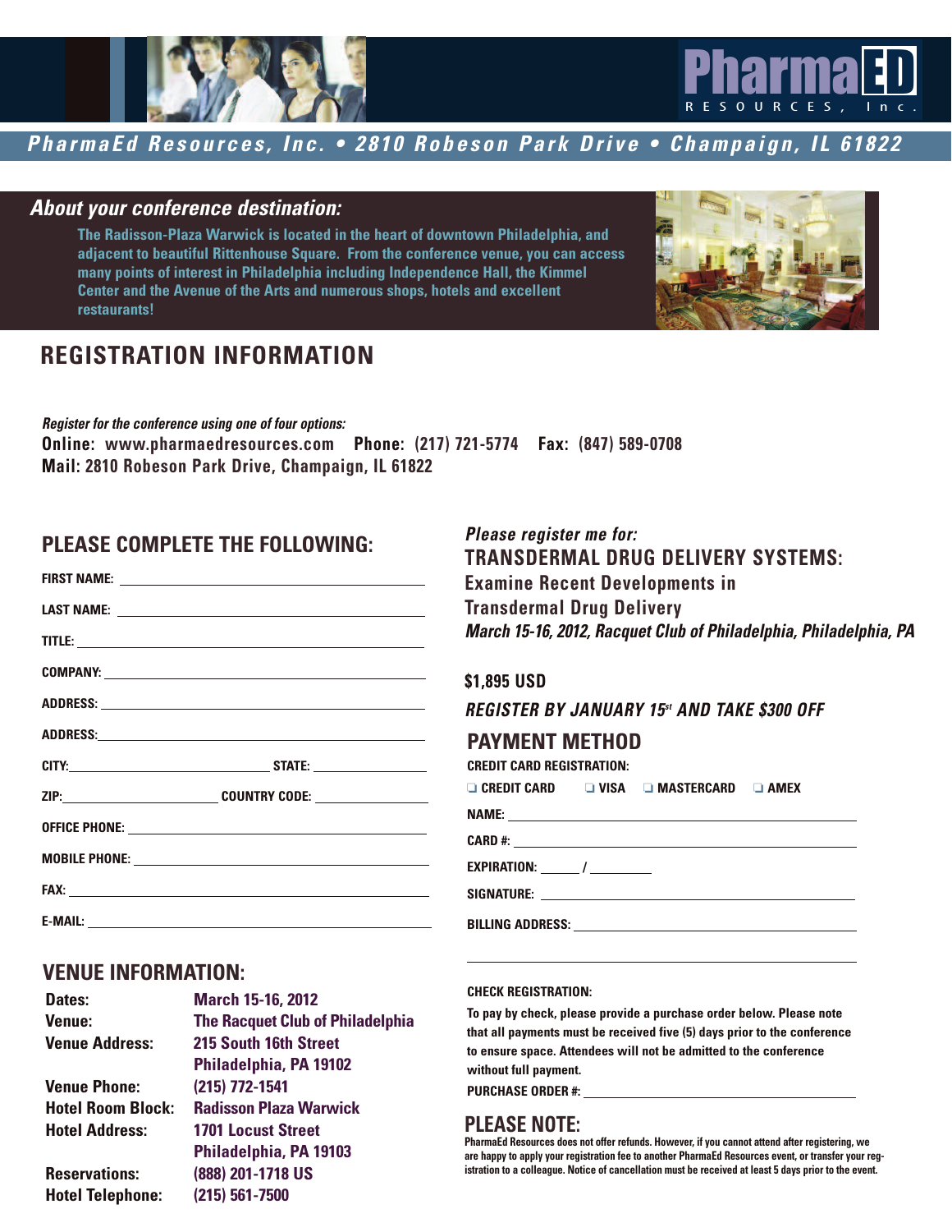PharmaED RESOURCES, Inc.

*PharmaEd Resources, Inc. • 2810 Robeson Park Drive • Champaign, IL 61822*

## *About your conference destination:*

The Radisson-Plaza Warwick is located in the heart of downtown Philadelphia, and adjacent to beautiful Rittenhouse Square. From the conference venue, you can access many points of interest in Philadelphia including Independence Hall, the Kimmel Center and the Avenue of the Arts and numerous shops, hotels and excellent restaurants!

# REGISTRATION INFORMATION

*Register for the conference using one of four options:*

**Online:** www.pharmaedresources.com **Phone:** (217) 721-5774 **Fax:** (847) 589-0708

**Mail:** 2810 Robeson Park Drive, Champaign, IL 61822

## PLEASE COMPLETE THE FOLLOWING:

FIRST NAME: ______________________

LAST NAME: ______________________

TITLE: ______________________

COMPANY: ______________________

ADDRESS: ______________________

ADDRESS: ______________________

CITY: ______________ STATE: __________

ZIP: ______________ COUNTRY CODE: __________

OFFICE PHONE: ______________________

MOBILE PHONE: ______________________

FAX: ______________________

E-MAIL: ______________________

## VENUE INFORMATION:

| | |
|---|---|
| **Dates:** | March 15-16, 2012 |
| **Venue:** | The Racquet Club of Philadelphia |
| **Venue Address:** | 215 South 16th Street Philadelphia, PA 19102 |
| **Venue Phone:** | (215) 772-1541 |
| **Hotel Room Block:** | Radisson Plaza Warwick |
| **Hotel Address:** | 1701 Locust Street Philadelphia, PA 19103 |
| **Reservations:** | (888) 201-1718 US |
| **Hotel Telephone:** | (215) 561-7500 |

*Please register me for:*

## TRANSDERMAL DRUG DELIVERY SYSTEMS:

### Examine Recent Developments in Transdermal Drug Delivery

*March 15-16, 2012, Racquet Club of Philadelphia, Philadelphia, PA*

**$1,895 USD**

***REGISTER BY JANUARY 15st AND TAKE $300 OFF***

## PAYMENT METHOD

**CREDIT CARD REGISTRATION:**

❑ CREDIT CARD ❑ VISA ❑ MASTERCARD ❑ AMEX

NAME: ______________________

CARD #: ______________________

EXPIRATION: ______ / ________

SIGNATURE: ______________________

BILLING ADDRESS: ______________________

______________________

**CHECK REGISTRATION:**

To pay by check, please provide a purchase order below. Please note that all payments must be received five (5) days prior to the conference to ensure space. Attendees will not be admitted to the conference without full payment.

PURCHASE ORDER #: ______________________

## PLEASE NOTE:

PharmaEd Resources does not offer refunds. However, if you cannot attend after registering, we are happy to apply your registration fee to another PharmaEd Resources event, or transfer your registration to a colleague. Notice of cancellation must be received at least 5 days prior to the event.